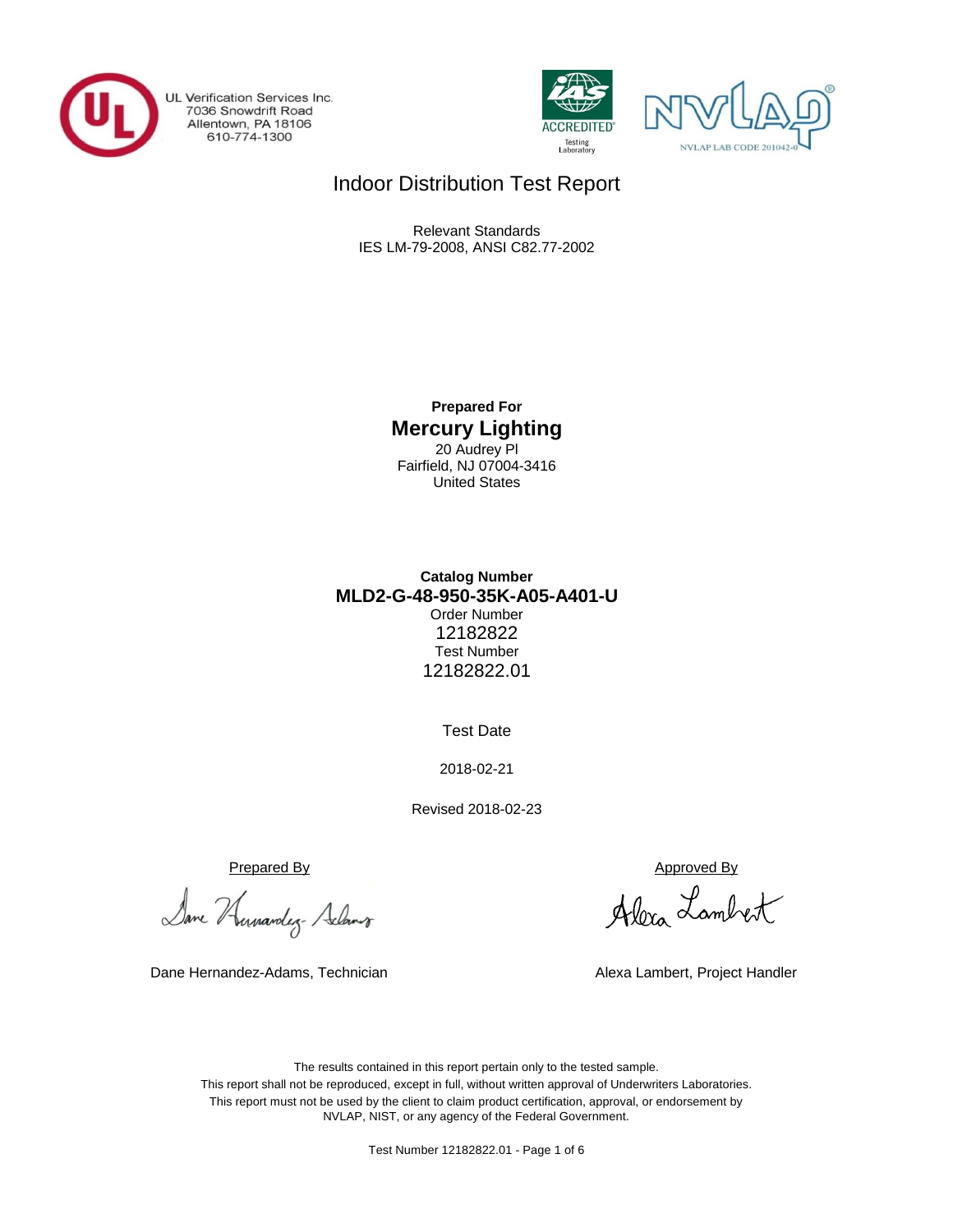UL Verification Services Inc.
7036 Snowdrift Road
Allentown, PA 18106
610-774-1300

IAS ACCREDITED Testing Laboratory

NVLAP LAB CODE 201042-0

# Indoor Distribution Test Report

Relevant Standards
IES LM-79-2008, ANSI C82.77-2002

**Prepared For**

## Mercury Lighting

20 Audrey Pl
Fairfield, NJ 07004-3416
United States

**Catalog Number**

**MLD2-G-48-950-35K-A05-A401-U**

Order Number
12182822
Test Number
12182822.01

Test Date

2018-02-21

Revised 2018-02-23

| Prepared By | Approved By |
|---|---|
| Dane Hernandez-Adams, Technician | Alexa Lambert, Project Handler |

The results contained in this report pertain only to the tested sample.
This report shall not be reproduced, except in full, without written approval of Underwriters Laboratories.
This report must not be used by the client to claim product certification, approval, or endorsement by NVLAP, NIST, or any agency of the Federal Government.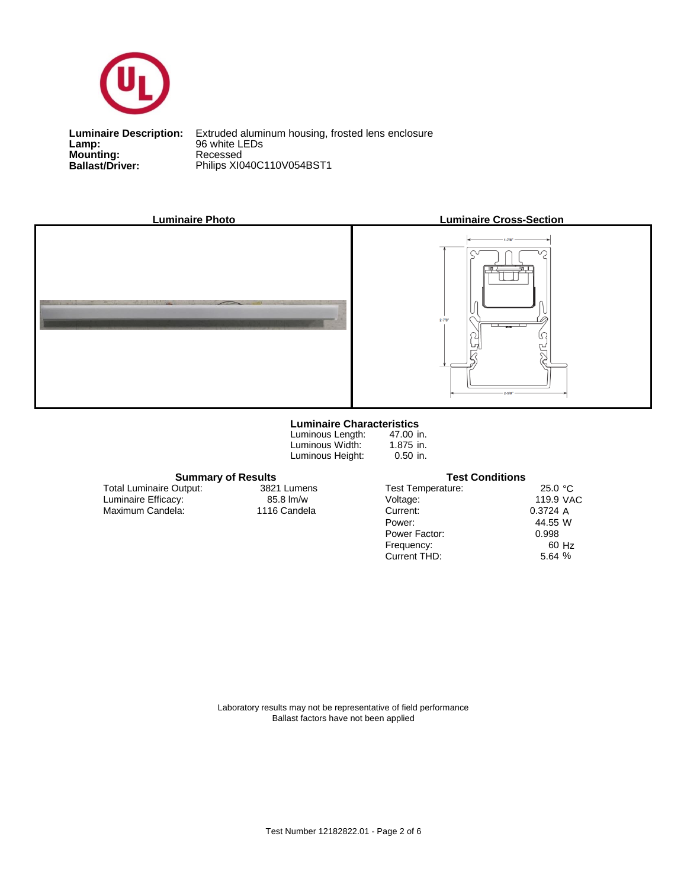**Luminaire Description:** Extruded aluminum housing, frosted lens enclosure
**Lamp:** 96 white LEDs
**Mounting:** Recessed
**Ballast/Driver:** Philips XI040C110V054BST1

**Luminaire Photo**

**Luminaire Cross-Section**

1-7/8"

2-7/8"

2-5/8"

### Luminaire Characteristics

| | |
|---|---|
| Luminous Length: | 47.00 in. |
| Luminous Width: | 1.875 in. |
| Luminous Height: | 0.50 in. |

### Summary of Results

| | |
|---|---|
| Total Luminaire Output: | 3821 Lumens |
| Luminaire Efficacy: | 85.8 lm/w |
| Maximum Candela: | 1116 Candela |

### Test Conditions

| | |
|---|---|
| Test Temperature: | 25.0 °C |
| Voltage: | 119.9 VAC |
| Current: | 0.3724 A |
| Power: | 44.55 W |
| Power Factor: | 0.998 |
| Frequency: | 60 Hz |
| Current THD: | 5.64 % |

Laboratory results may not be representative of field performance
Ballast factors have not been applied

Test Number 12182822.01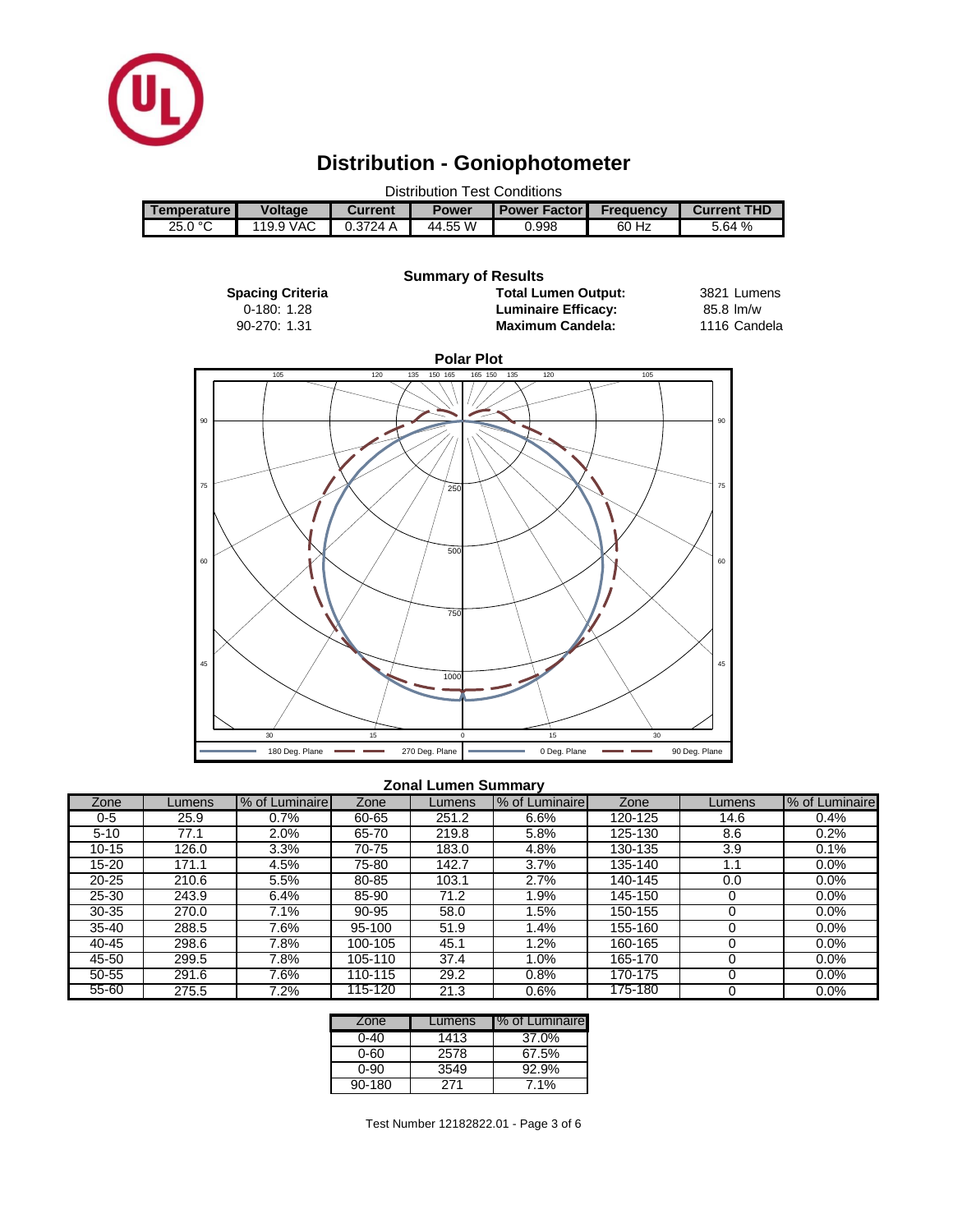# Distribution - Goniophotometer

Distribution Test Conditions

| Temperature | Voltage | Current | Power | Power Factor | Frequency | Current THD |
|---|---|---|---|---|---|---|
| 25.0 °C | 119.9 VAC | 0.3724 A | 44.55 W | 0.998 | 60 Hz | 5.64 % |

**Summary of Results**

**Spacing Criteria**
0-180: 1.28
90-270: 1.31

| | |
|---|---|
| **Total Lumen Output:** | 3821 Lumens |
| **Luminaire Efficacy:** | 85.8 lm/w |
| **Maximum Candela:** | 1116 Candela |

**Polar Plot**

180 Deg. Plane — 270 Deg. Plane — 0 Deg. Plane — 90 Deg. Plane

**Zonal Lumen Summary**

| Zone | Lumens | % of Luminaire | Zone | Lumens | % of Luminaire | Zone | Lumens | % of Luminaire |
|---|---|---|---|---|---|---|---|---|
| 0-5 | 25.9 | 0.7% | 60-65 | 251.2 | 6.6% | 120-125 | 14.6 | 0.4% |
| 5-10 | 77.1 | 2.0% | 65-70 | 219.8 | 5.8% | 125-130 | 8.6 | 0.2% |
| 10-15 | 126.0 | 3.3% | 70-75 | 183.0 | 4.8% | 130-135 | 3.9 | 0.1% |
| 15-20 | 171.1 | 4.5% | 75-80 | 142.7 | 3.7% | 135-140 | 1.1 | 0.0% |
| 20-25 | 210.6 | 5.5% | 80-85 | 103.1 | 2.7% | 140-145 | 0.0 | 0.0% |
| 25-30 | 243.9 | 6.4% | 85-90 | 71.2 | 1.9% | 145-150 | 0 | 0.0% |
| 30-35 | 270.0 | 7.1% | 90-95 | 58.0 | 1.5% | 150-155 | 0 | 0.0% |
| 35-40 | 288.5 | 7.6% | 95-100 | 51.9 | 1.4% | 155-160 | 0 | 0.0% |
| 40-45 | 298.6 | 7.8% | 100-105 | 45.1 | 1.2% | 160-165 | 0 | 0.0% |
| 45-50 | 299.5 | 7.8% | 105-110 | 37.4 | 1.0% | 165-170 | 0 | 0.0% |
| 50-55 | 291.6 | 7.6% | 110-115 | 29.2 | 0.8% | 170-175 | 0 | 0.0% |
| 55-60 | 275.5 | 7.2% | 115-120 | 21.3 | 0.6% | 175-180 | 0 | 0.0% |

| Zone | Lumens | % of Luminaire |
|---|---|---|
| 0-40 | 1413 | 37.0% |
| 0-60 | 2578 | 67.5% |
| 0-90 | 3549 | 92.9% |
| 90-180 | 271 | 7.1% |

Test Number 12182822.01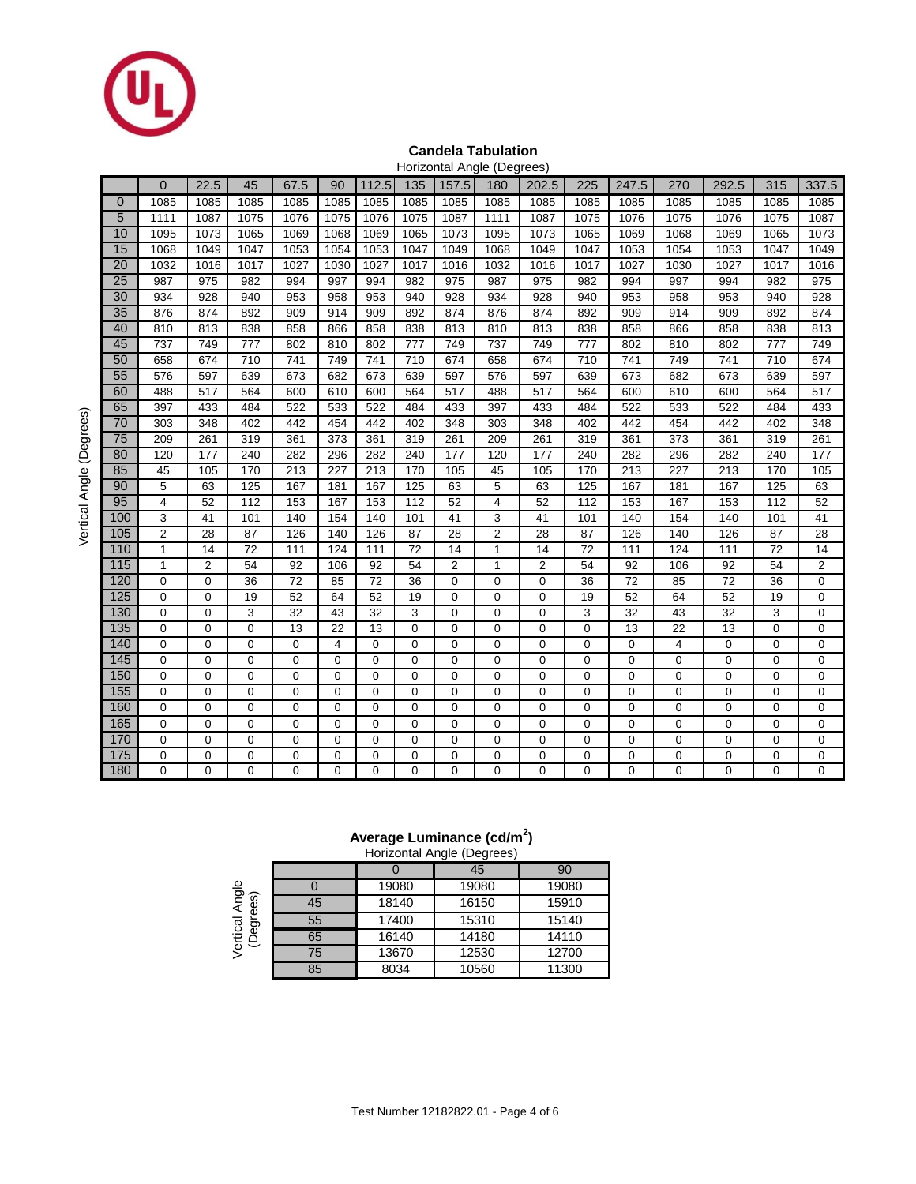## Candela Tabulation

Horizontal Angle (Degrees) / Vertical Angle (Degrees)

| | 0 | 22.5 | 45 | 67.5 | 90 | 112.5 | 135 | 157.5 | 180 | 202.5 | 225 | 247.5 | 270 | 292.5 | 315 | 337.5 |
|---|---|---|---|---|---|---|---|---|---|---|---|---|---|---|---|---|
| 0 | 1085 | 1085 | 1085 | 1085 | 1085 | 1085 | 1085 | 1085 | 1085 | 1085 | 1085 | 1085 | 1085 | 1085 | 1085 | 1085 |
| 5 | 1111 | 1087 | 1075 | 1076 | 1075 | 1076 | 1075 | 1087 | 1111 | 1087 | 1075 | 1076 | 1075 | 1076 | 1075 | 1087 |
| 10 | 1095 | 1073 | 1065 | 1069 | 1068 | 1069 | 1065 | 1073 | 1095 | 1073 | 1065 | 1069 | 1068 | 1069 | 1065 | 1073 |
| 15 | 1068 | 1049 | 1047 | 1053 | 1054 | 1053 | 1047 | 1049 | 1068 | 1049 | 1047 | 1053 | 1054 | 1053 | 1047 | 1049 |
| 20 | 1032 | 1016 | 1017 | 1027 | 1030 | 1027 | 1017 | 1016 | 1032 | 1016 | 1017 | 1027 | 1030 | 1027 | 1017 | 1016 |
| 25 | 987 | 975 | 982 | 994 | 997 | 994 | 982 | 975 | 987 | 975 | 982 | 994 | 997 | 994 | 982 | 975 |
| 30 | 934 | 928 | 940 | 953 | 958 | 953 | 940 | 928 | 934 | 928 | 940 | 953 | 958 | 953 | 940 | 928 |
| 35 | 876 | 874 | 892 | 909 | 914 | 909 | 892 | 874 | 876 | 874 | 892 | 909 | 914 | 909 | 892 | 874 |
| 40 | 810 | 813 | 838 | 858 | 866 | 858 | 838 | 813 | 810 | 813 | 838 | 858 | 866 | 858 | 838 | 813 |
| 45 | 737 | 749 | 777 | 802 | 810 | 802 | 777 | 749 | 737 | 749 | 777 | 802 | 810 | 802 | 777 | 749 |
| 50 | 658 | 674 | 710 | 741 | 749 | 741 | 710 | 674 | 658 | 674 | 710 | 741 | 749 | 741 | 710 | 674 |
| 55 | 576 | 597 | 639 | 673 | 682 | 673 | 639 | 597 | 576 | 597 | 639 | 673 | 682 | 673 | 639 | 597 |
| 60 | 488 | 517 | 564 | 600 | 610 | 600 | 564 | 517 | 488 | 517 | 564 | 600 | 610 | 600 | 564 | 517 |
| 65 | 397 | 433 | 484 | 522 | 533 | 522 | 484 | 433 | 397 | 433 | 484 | 522 | 533 | 522 | 484 | 433 |
| 70 | 303 | 348 | 402 | 442 | 454 | 442 | 402 | 348 | 303 | 348 | 402 | 442 | 454 | 442 | 402 | 348 |
| 75 | 209 | 261 | 319 | 361 | 373 | 361 | 319 | 261 | 209 | 261 | 319 | 361 | 373 | 361 | 319 | 261 |
| 80 | 120 | 177 | 240 | 282 | 296 | 282 | 240 | 177 | 120 | 177 | 240 | 282 | 296 | 282 | 240 | 177 |
| 85 | 45 | 105 | 170 | 213 | 227 | 213 | 170 | 105 | 45 | 105 | 170 | 213 | 227 | 213 | 170 | 105 |
| 90 | 5 | 63 | 125 | 167 | 181 | 167 | 125 | 63 | 5 | 63 | 125 | 167 | 181 | 167 | 125 | 63 |
| 95 | 4 | 52 | 112 | 153 | 167 | 153 | 112 | 52 | 4 | 52 | 112 | 153 | 167 | 153 | 112 | 52 |
| 100 | 3 | 41 | 101 | 140 | 154 | 140 | 101 | 41 | 3 | 41 | 101 | 140 | 154 | 140 | 101 | 41 |
| 105 | 2 | 28 | 87 | 126 | 140 | 126 | 87 | 28 | 2 | 28 | 87 | 126 | 140 | 126 | 87 | 28 |
| 110 | 1 | 14 | 72 | 111 | 124 | 111 | 72 | 14 | 1 | 14 | 72 | 111 | 124 | 111 | 72 | 14 |
| 115 | 1 | 2 | 54 | 92 | 106 | 92 | 54 | 2 | 1 | 2 | 54 | 92 | 106 | 92 | 54 | 2 |
| 120 | 0 | 0 | 36 | 72 | 85 | 72 | 36 | 0 | 0 | 0 | 36 | 72 | 85 | 72 | 36 | 0 |
| 125 | 0 | 0 | 19 | 52 | 64 | 52 | 19 | 0 | 0 | 0 | 19 | 52 | 64 | 52 | 19 | 0 |
| 130 | 0 | 0 | 3 | 32 | 43 | 32 | 3 | 0 | 0 | 0 | 3 | 32 | 43 | 32 | 3 | 0 |
| 135 | 0 | 0 | 0 | 13 | 22 | 13 | 0 | 0 | 0 | 0 | 0 | 13 | 22 | 13 | 0 | 0 |
| 140 | 0 | 0 | 0 | 0 | 4 | 0 | 0 | 0 | 0 | 0 | 0 | 0 | 4 | 0 | 0 | 0 |
| 145 | 0 | 0 | 0 | 0 | 0 | 0 | 0 | 0 | 0 | 0 | 0 | 0 | 0 | 0 | 0 | 0 |
| 150 | 0 | 0 | 0 | 0 | 0 | 0 | 0 | 0 | 0 | 0 | 0 | 0 | 0 | 0 | 0 | 0 |
| 155 | 0 | 0 | 0 | 0 | 0 | 0 | 0 | 0 | 0 | 0 | 0 | 0 | 0 | 0 | 0 | 0 |
| 160 | 0 | 0 | 0 | 0 | 0 | 0 | 0 | 0 | 0 | 0 | 0 | 0 | 0 | 0 | 0 | 0 |
| 165 | 0 | 0 | 0 | 0 | 0 | 0 | 0 | 0 | 0 | 0 | 0 | 0 | 0 | 0 | 0 | 0 |
| 170 | 0 | 0 | 0 | 0 | 0 | 0 | 0 | 0 | 0 | 0 | 0 | 0 | 0 | 0 | 0 | 0 |
| 175 | 0 | 0 | 0 | 0 | 0 | 0 | 0 | 0 | 0 | 0 | 0 | 0 | 0 | 0 | 0 | 0 |
| 180 | 0 | 0 | 0 | 0 | 0 | 0 | 0 | 0 | 0 | 0 | 0 | 0 | 0 | 0 | 0 | 0 |

## Average Luminance (cd/m$^2$)

Horizontal Angle (Degrees) / Vertical Angle (Degrees)

| | 0 | 45 | 90 |
|---|---|---|---|
| 0 | 19080 | 19080 | 19080 |
| 45 | 18140 | 16150 | 15910 |
| 55 | 17400 | 15310 | 15140 |
| 65 | 16140 | 14180 | 14110 |
| 75 | 13670 | 12530 | 12700 |
| 85 | 8034 | 10560 | 11300 |

Test Number 12182822.01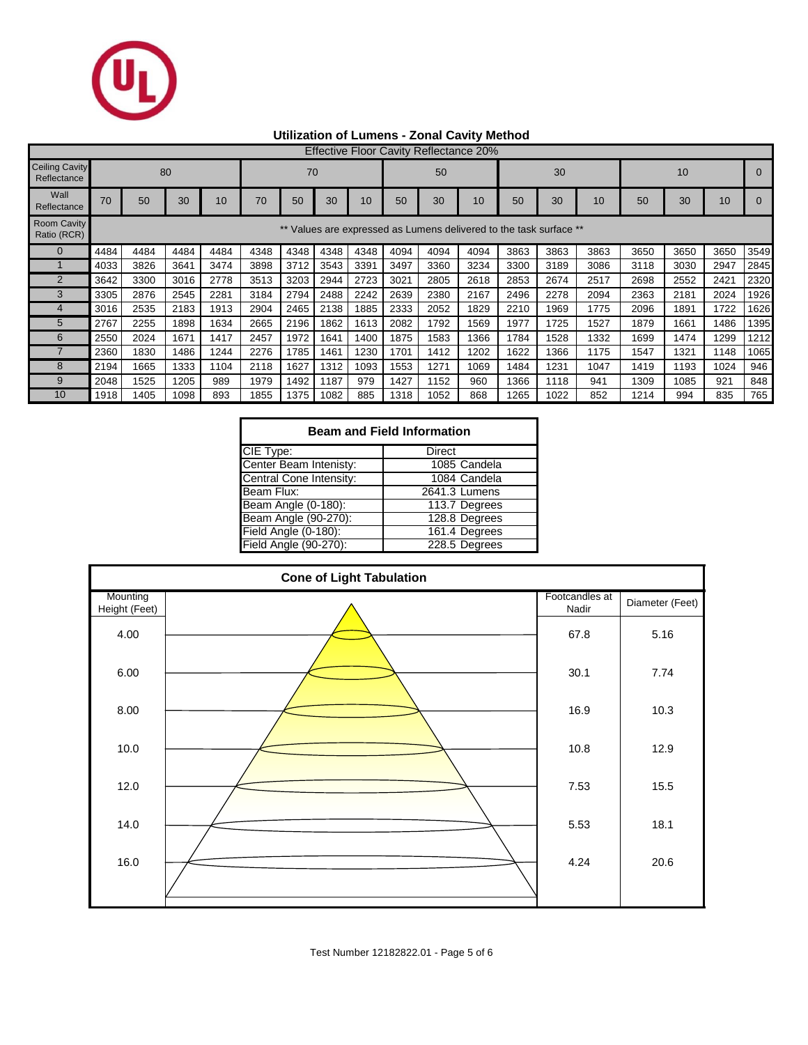## Utilization of Lumens - Zonal Cavity Method

Effective Floor Cavity Reflectance 20%

| Ceiling Cavity Reflectance | 80 | | | | 70 | | | | 50 | | | 30 | | | 10 | | | 0 |
|---|---|---|---|---|---|---|---|---|---|---|---|---|---|---|---|---|---|---|
| Wall Reflectance | 70 | 50 | 30 | 10 | 70 | 50 | 30 | 10 | 50 | 30 | 10 | 50 | 30 | 10 | 50 | 30 | 10 | 0 |
| Room Cavity Ratio (RCR) | ** Values are expressed as Lumens delivered to the task surface ** | | | | | | | | | | | | | | | | | |
| 0 | 4484 | 4484 | 4484 | 4484 | 4348 | 4348 | 4348 | 4348 | 4094 | 4094 | 4094 | 3863 | 3863 | 3863 | 3650 | 3650 | 3650 | 3549 |
| 1 | 4033 | 3826 | 3641 | 3474 | 3898 | 3712 | 3543 | 3391 | 3497 | 3360 | 3234 | 3300 | 3189 | 3086 | 3118 | 3030 | 2947 | 2845 |
| 2 | 3642 | 3300 | 3016 | 2778 | 3513 | 3203 | 2944 | 2723 | 3021 | 2805 | 2618 | 2853 | 2674 | 2517 | 2698 | 2552 | 2421 | 2320 |
| 3 | 3305 | 2876 | 2545 | 2281 | 3184 | 2794 | 2488 | 2242 | 2639 | 2380 | 2167 | 2496 | 2278 | 2094 | 2363 | 2181 | 2024 | 1926 |
| 4 | 3016 | 2535 | 2183 | 1913 | 2904 | 2465 | 2138 | 1885 | 2333 | 2052 | 1829 | 2210 | 1969 | 1775 | 2096 | 1891 | 1722 | 1626 |
| 5 | 2767 | 2255 | 1898 | 1634 | 2665 | 2196 | 1862 | 1613 | 2082 | 1792 | 1569 | 1977 | 1725 | 1527 | 1879 | 1661 | 1486 | 1395 |
| 6 | 2550 | 2024 | 1671 | 1417 | 2457 | 1972 | 1641 | 1400 | 1875 | 1583 | 1366 | 1784 | 1528 | 1332 | 1699 | 1474 | 1299 | 1212 |
| 7 | 2360 | 1830 | 1486 | 1244 | 2276 | 1785 | 1461 | 1230 | 1701 | 1412 | 1202 | 1622 | 1366 | 1175 | 1547 | 1321 | 1148 | 1065 |
| 8 | 2194 | 1665 | 1333 | 1104 | 2118 | 1627 | 1312 | 1093 | 1553 | 1271 | 1069 | 1484 | 1231 | 1047 | 1419 | 1193 | 1024 | 946 |
| 9 | 2048 | 1525 | 1205 | 989 | 1979 | 1492 | 1187 | 979 | 1427 | 1152 | 960 | 1366 | 1118 | 941 | 1309 | 1085 | 921 | 848 |
| 10 | 1918 | 1405 | 1098 | 893 | 1855 | 1375 | 1082 | 885 | 1318 | 1052 | 868 | 1265 | 1022 | 852 | 1214 | 994 | 835 | 765 |

### Beam and Field Information

| | |
|---|---|
| CIE Type: | Direct |
| Center Beam Intenisty: | 1085 Candela |
| Central Cone Intensity: | 1084 Candela |
| Beam Flux: | 2641.3 Lumens |
| Beam Angle (0-180): | 113.7 Degrees |
| Beam Angle (90-270): | 128.8 Degrees |
| Field Angle (0-180): | 161.4 Degrees |
| Field Angle (90-270): | 228.5 Degrees |

### Cone of Light Tabulation

| Mounting Height (Feet) | Footcandles at Nadir | Diameter (Feet) |
|---|---|---|
| 4.00 | 67.8 | 5.16 |
| 6.00 | 30.1 | 7.74 |
| 8.00 | 16.9 | 10.3 |
| 10.0 | 10.8 | 12.9 |
| 12.0 | 7.53 | 15.5 |
| 14.0 | 5.53 | 18.1 |
| 16.0 | 4.24 | 20.6 |

Test Number 12182822.01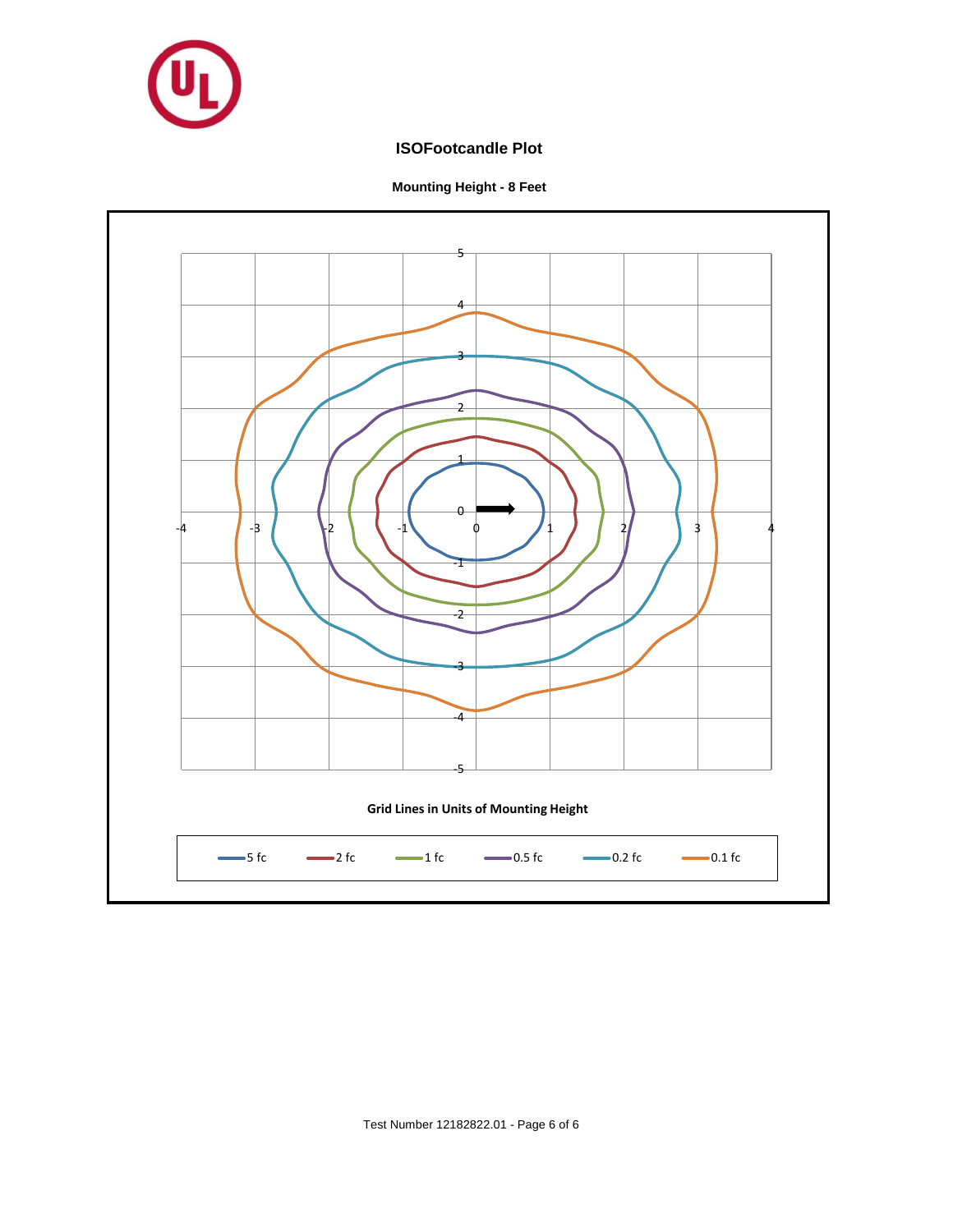# ISOFootcandle Plot

## Mounting Height - 8 Feet

5
4
3
2
1
0
-1
-2
-3
-4
-5

-4 -3 -2 -1 0 1 2 3 4

Grid Lines in Units of Mounting Height

5 fc
2 fc
1 fc
0.5 fc
0.2 fc
0.1 fc

Test Number 12182822.01